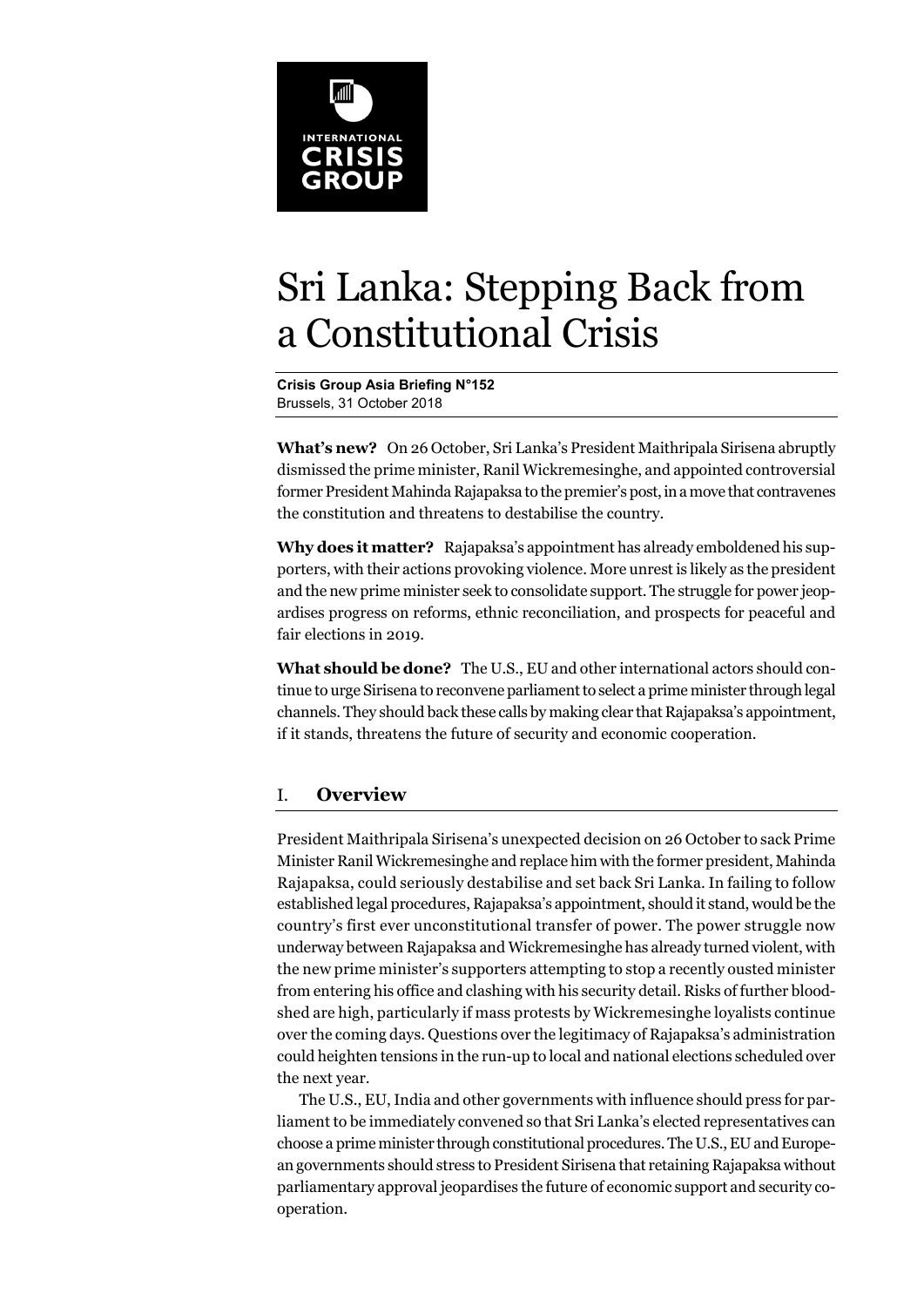INTERNATIONAL CRISIS GROUP

# Sri Lanka: Stepping Back from a Constitutional Crisis

**Crisis Group Asia Briefing N°152**
Brussels, 31 October 2018

**What's new?** On 26 October, Sri Lanka's President Maithripala Sirisena abruptly dismissed the prime minister, Ranil Wickremesinghe, and appointed controversial former President Mahinda Rajapaksa to the premier's post, in a move that contravenes the constitution and threatens to destabilise the country.

**Why does it matter?** Rajapaksa's appointment has already emboldened his supporters, with their actions provoking violence. More unrest is likely as the president and the new prime minister seek to consolidate support. The struggle for power jeopardises progress on reforms, ethnic reconciliation, and prospects for peaceful and fair elections in 2019.

**What should be done?** The U.S., EU and other international actors should continue to urge Sirisena to reconvene parliament to select a prime minister through legal channels. They should back these calls by making clear that Rajapaksa's appointment, if it stands, threatens the future of security and economic cooperation.

## I. Overview

President Maithripala Sirisena's unexpected decision on 26 October to sack Prime Minister Ranil Wickremesinghe and replace him with the former president, Mahinda Rajapaksa, could seriously destabilise and set back Sri Lanka. In failing to follow established legal procedures, Rajapaksa's appointment, should it stand, would be the country's first ever unconstitutional transfer of power. The power struggle now underway between Rajapaksa and Wickremesinghe has already turned violent, with the new prime minister's supporters attempting to stop a recently ousted minister from entering his office and clashing with his security detail. Risks of further bloodshed are high, particularly if mass protests by Wickremesinghe loyalists continue over the coming days. Questions over the legitimacy of Rajapaksa's administration could heighten tensions in the run-up to local and national elections scheduled over the next year.

The U.S., EU, India and other governments with influence should press for parliament to be immediately convened so that Sri Lanka's elected representatives can choose a prime minister through constitutional procedures. The U.S., EU and European governments should stress to President Sirisena that retaining Rajapaksa without parliamentary approval jeopardises the future of economic support and security cooperation.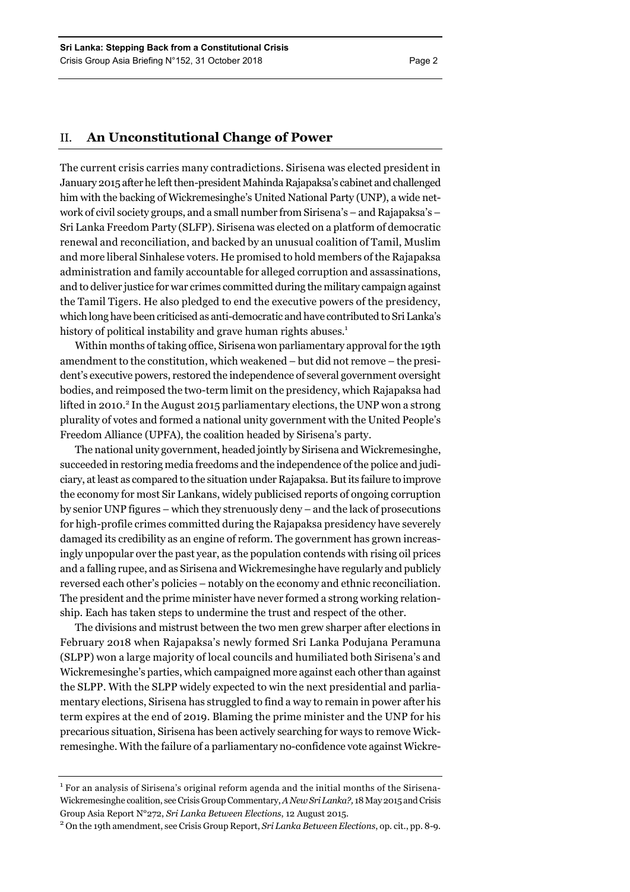## II. An Unconstitutional Change of Power

The current crisis carries many contradictions. Sirisena was elected president in January 2015 after he left then-president Mahinda Rajapaksa's cabinet and challenged him with the backing of Wickremesinghe's United National Party (UNP), a wide network of civil society groups, and a small number from Sirisena's – and Rajapaksa's – Sri Lanka Freedom Party (SLFP). Sirisena was elected on a platform of democratic renewal and reconciliation, and backed by an unusual coalition of Tamil, Muslim and more liberal Sinhalese voters. He promised to hold members of the Rajapaksa administration and family accountable for alleged corruption and assassinations, and to deliver justice for war crimes committed during the military campaign against the Tamil Tigers. He also pledged to end the executive powers of the presidency, which long have been criticised as anti-democratic and have contributed to Sri Lanka's history of political instability and grave human rights abuses.[1]

Within months of taking office, Sirisena won parliamentary approval for the 19th amendment to the constitution, which weakened – but did not remove – the president's executive powers, restored the independence of several government oversight bodies, and reimposed the two-term limit on the presidency, which Rajapaksa had lifted in 2010.[2] In the August 2015 parliamentary elections, the UNP won a strong plurality of votes and formed a national unity government with the United People's Freedom Alliance (UPFA), the coalition headed by Sirisena's party.

The national unity government, headed jointly by Sirisena and Wickremesinghe, succeeded in restoring media freedoms and the independence of the police and judiciary, at least as compared to the situation under Rajapaksa. But its failure to improve the economy for most Sir Lankans, widely publicised reports of ongoing corruption by senior UNP figures – which they strenuously deny – and the lack of prosecutions for high-profile crimes committed during the Rajapaksa presidency have severely damaged its credibility as an engine of reform. The government has grown increasingly unpopular over the past year, as the population contends with rising oil prices and a falling rupee, and as Sirisena and Wickremesinghe have regularly and publicly reversed each other's policies – notably on the economy and ethnic reconciliation. The president and the prime minister have never formed a strong working relationship. Each has taken steps to undermine the trust and respect of the other.

The divisions and mistrust between the two men grew sharper after elections in February 2018 when Rajapaksa's newly formed Sri Lanka Podujana Peramuna (SLPP) won a large majority of local councils and humiliated both Sirisena's and Wickremesinghe's parties, which campaigned more against each other than against the SLPP. With the SLPP widely expected to win the next presidential and parliamentary elections, Sirisena has struggled to find a way to remain in power after his term expires at the end of 2019. Blaming the prime minister and the UNP for his precarious situation, Sirisena has been actively searching for ways to remove Wickremesinghe. With the failure of a parliamentary no-confidence vote against Wickre-

---

[1] For an analysis of Sirisena's original reform agenda and the initial months of the Sirisena-Wickremesinghe coalition, see Crisis Group Commentary, *A New Sri Lanka?,* 18 May 2015 and Crisis Group Asia Report N°272, *Sri Lanka Between Elections*, 12 August 2015.

[2] On the 19th amendment, see Crisis Group Report, *Sri Lanka Between Elections*, op. cit., pp. 8-9.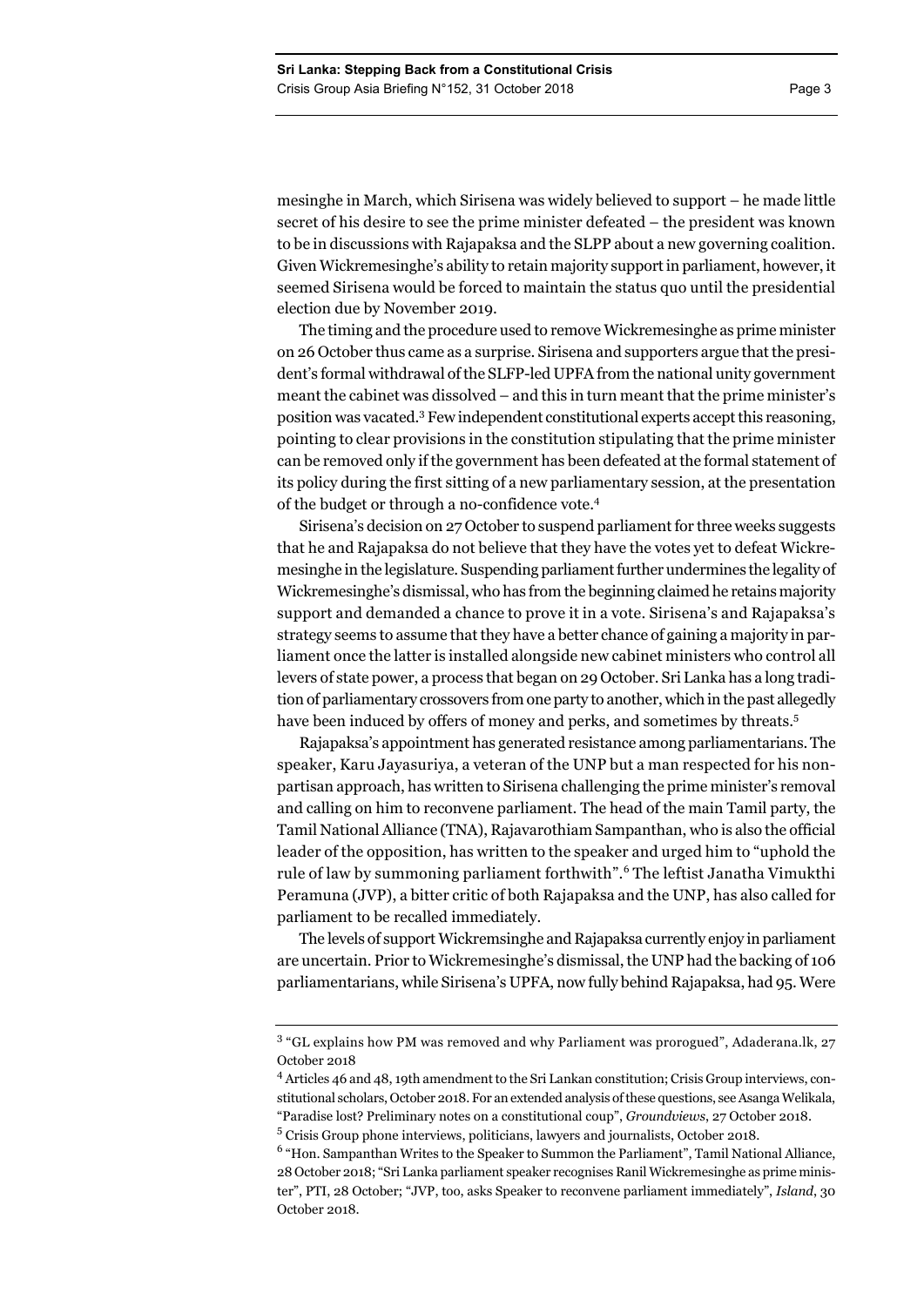mesinghe in March, which Sirisena was widely believed to support – he made little secret of his desire to see the prime minister defeated – the president was known to be in discussions with Rajapaksa and the SLPP about a new governing coalition. Given Wickremesinghe's ability to retain majority support in parliament, however, it seemed Sirisena would be forced to maintain the status quo until the presidential election due by November 2019.

The timing and the procedure used to remove Wickremesinghe as prime minister on 26 October thus came as a surprise. Sirisena and supporters argue that the president's formal withdrawal of the SLFP-led UPFA from the national unity government meant the cabinet was dissolved – and this in turn meant that the prime minister's position was vacated.[3] Few independent constitutional experts accept this reasoning, pointing to clear provisions in the constitution stipulating that the prime minister can be removed only if the government has been defeated at the formal statement of its policy during the first sitting of a new parliamentary session, at the presentation of the budget or through a no-confidence vote.[4]

Sirisena's decision on 27 October to suspend parliament for three weeks suggests that he and Rajapaksa do not believe that they have the votes yet to defeat Wickremesinghe in the legislature. Suspending parliament further undermines the legality of Wickremesinghe's dismissal, who has from the beginning claimed he retains majority support and demanded a chance to prove it in a vote. Sirisena's and Rajapaksa's strategy seems to assume that they have a better chance of gaining a majority in parliament once the latter is installed alongside new cabinet ministers who control all levers of state power, a process that began on 29 October. Sri Lanka has a long tradition of parliamentary crossovers from one party to another, which in the past allegedly have been induced by offers of money and perks, and sometimes by threats.[5]

Rajapaksa's appointment has generated resistance among parliamentarians. The speaker, Karu Jayasuriya, a veteran of the UNP but a man respected for his nonpartisan approach, has written to Sirisena challenging the prime minister's removal and calling on him to reconvene parliament. The head of the main Tamil party, the Tamil National Alliance (TNA), Rajavarothiam Sampanthan, who is also the official leader of the opposition, has written to the speaker and urged him to "uphold the rule of law by summoning parliament forthwith".[6] The leftist Janatha Vimukthi Peramuna (JVP), a bitter critic of both Rajapaksa and the UNP, has also called for parliament to be recalled immediately.

The levels of support Wickremsinghe and Rajapaksa currently enjoy in parliament are uncertain. Prior to Wickremesinghe's dismissal, the UNP had the backing of 106 parliamentarians, while Sirisena's UPFA, now fully behind Rajapaksa, had 95. Were

---

[3] "GL explains how PM was removed and why Parliament was prorogued", Adaderana.lk, 27 October 2018

[4] Articles 46 and 48, 19th amendment to the Sri Lankan constitution; Crisis Group interviews, constitutional scholars, October 2018. For an extended analysis of these questions, see Asanga Welikala, "Paradise lost? Preliminary notes on a constitutional coup", *Groundviews*, 27 October 2018.

[5] Crisis Group phone interviews, politicians, lawyers and journalists, October 2018.

[6] "Hon. Sampanthan Writes to the Speaker to Summon the Parliament", Tamil National Alliance, 28 October 2018; "Sri Lanka parliament speaker recognises Ranil Wickremesinghe as prime minister", PTI, 28 October; "JVP, too, asks Speaker to reconvene parliament immediately", *Island*, 30 October 2018.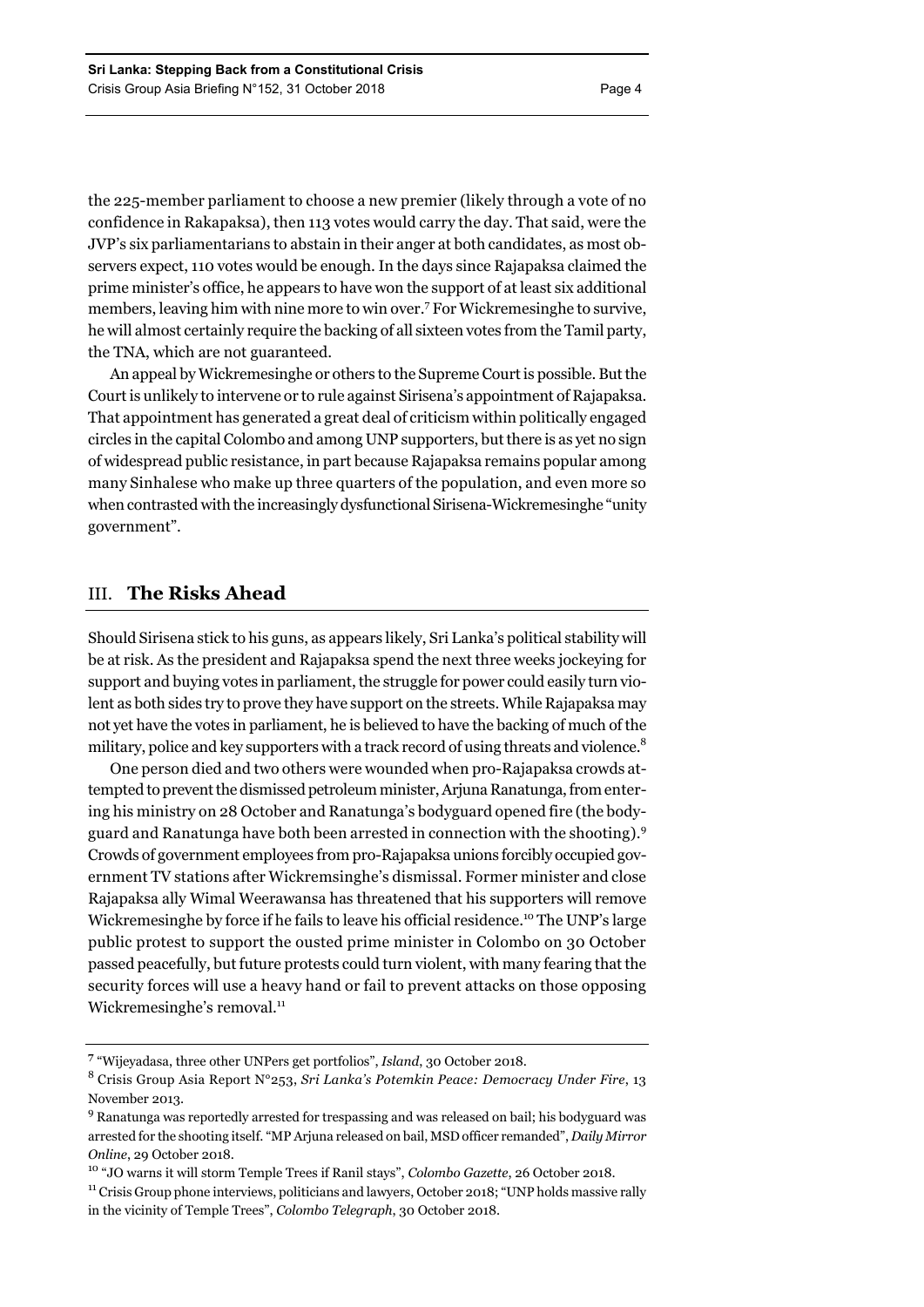the 225-member parliament to choose a new premier (likely through a vote of no confidence in Rakapaksa), then 113 votes would carry the day. That said, were the JVP's six parliamentarians to abstain in their anger at both candidates, as most observers expect, 110 votes would be enough. In the days since Rajapaksa claimed the prime minister's office, he appears to have won the support of at least six additional members, leaving him with nine more to win over.[7] For Wickremesinghe to survive, he will almost certainly require the backing of all sixteen votes from the Tamil party, the TNA, which are not guaranteed.

An appeal by Wickremesinghe or others to the Supreme Court is possible. But the Court is unlikely to intervene or to rule against Sirisena's appointment of Rajapaksa. That appointment has generated a great deal of criticism within politically engaged circles in the capital Colombo and among UNP supporters, but there is as yet no sign of widespread public resistance, in part because Rajapaksa remains popular among many Sinhalese who make up three quarters of the population, and even more so when contrasted with the increasingly dysfunctional Sirisena-Wickremesinghe "unity government".

## III. The Risks Ahead

Should Sirisena stick to his guns, as appears likely, Sri Lanka's political stability will be at risk. As the president and Rajapaksa spend the next three weeks jockeying for support and buying votes in parliament, the struggle for power could easily turn violent as both sides try to prove they have support on the streets. While Rajapaksa may not yet have the votes in parliament, he is believed to have the backing of much of the military, police and key supporters with a track record of using threats and violence.[8]

One person died and two others were wounded when pro-Rajapaksa crowds attempted to prevent the dismissed petroleum minister, Arjuna Ranatunga, from entering his ministry on 28 October and Ranatunga's bodyguard opened fire (the bodyguard and Ranatunga have both been arrested in connection with the shooting).[9] Crowds of government employees from pro-Rajapaksa unions forcibly occupied government TV stations after Wickremsinghe's dismissal. Former minister and close Rajapaksa ally Wimal Weerawansa has threatened that his supporters will remove Wickremesinghe by force if he fails to leave his official residence.[10] The UNP's large public protest to support the ousted prime minister in Colombo on 30 October passed peacefully, but future protests could turn violent, with many fearing that the security forces will use a heavy hand or fail to prevent attacks on those opposing Wickremesinghe's removal.[11]

---

[7] "Wijeyadasa, three other UNPers get portfolios", *Island*, 30 October 2018.

[8] Crisis Group Asia Report N°253, *Sri Lanka's Potemkin Peace: Democracy Under Fire*, 13 November 2013.

[9] Ranatunga was reportedly arrested for trespassing and was released on bail; his bodyguard was arrested for the shooting itself. "MP Arjuna released on bail, MSD officer remanded", *Daily Mirror Online*, 29 October 2018.

[10] "JO warns it will storm Temple Trees if Ranil stays", *Colombo Gazette*, 26 October 2018.

[11] Crisis Group phone interviews, politicians and lawyers, October 2018; "UNP holds massive rally in the vicinity of Temple Trees", *Colombo Telegraph*, 30 October 2018.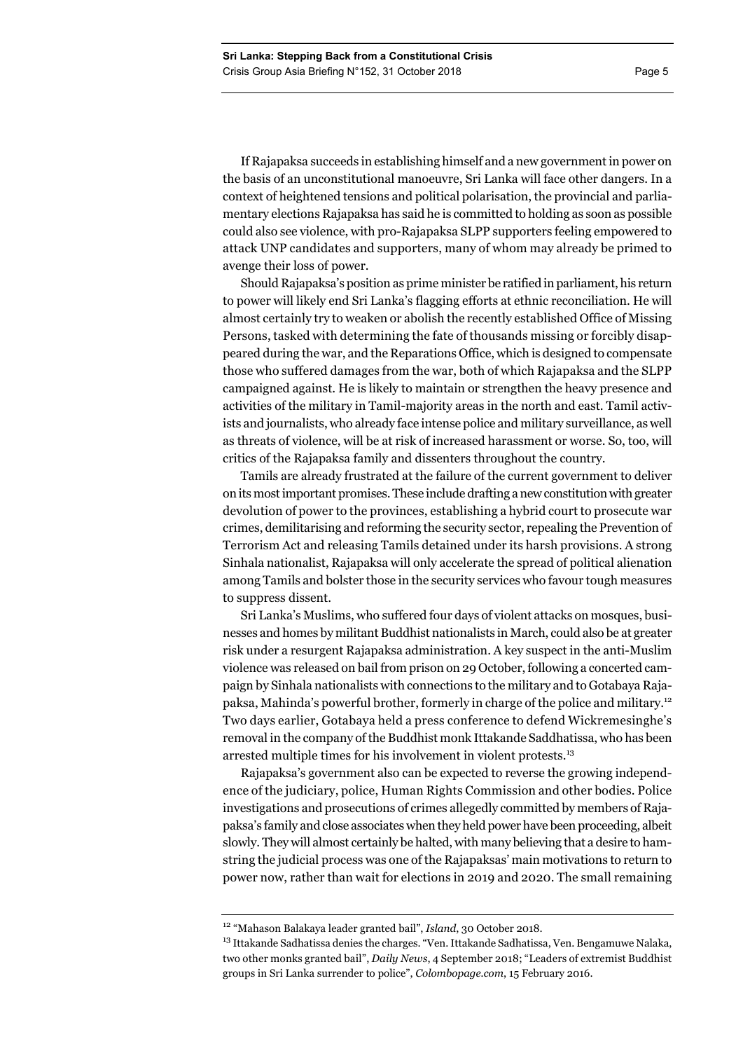If Rajapaksa succeeds in establishing himself and a new government in power on the basis of an unconstitutional manoeuvre, Sri Lanka will face other dangers. In a context of heightened tensions and political polarisation, the provincial and parliamentary elections Rajapaksa has said he is committed to holding as soon as possible could also see violence, with pro-Rajapaksa SLPP supporters feeling empowered to attack UNP candidates and supporters, many of whom may already be primed to avenge their loss of power.

Should Rajapaksa's position as prime minister be ratified in parliament, his return to power will likely end Sri Lanka's flagging efforts at ethnic reconciliation. He will almost certainly try to weaken or abolish the recently established Office of Missing Persons, tasked with determining the fate of thousands missing or forcibly disappeared during the war, and the Reparations Office, which is designed to compensate those who suffered damages from the war, both of which Rajapaksa and the SLPP campaigned against. He is likely to maintain or strengthen the heavy presence and activities of the military in Tamil-majority areas in the north and east. Tamil activists and journalists, who already face intense police and military surveillance, as well as threats of violence, will be at risk of increased harassment or worse. So, too, will critics of the Rajapaksa family and dissenters throughout the country.

Tamils are already frustrated at the failure of the current government to deliver on its most important promises. These include drafting a new constitution with greater devolution of power to the provinces, establishing a hybrid court to prosecute war crimes, demilitarising and reforming the security sector, repealing the Prevention of Terrorism Act and releasing Tamils detained under its harsh provisions. A strong Sinhala nationalist, Rajapaksa will only accelerate the spread of political alienation among Tamils and bolster those in the security services who favour tough measures to suppress dissent.

Sri Lanka's Muslims, who suffered four days of violent attacks on mosques, businesses and homes by militant Buddhist nationalists in March, could also be at greater risk under a resurgent Rajapaksa administration. A key suspect in the anti-Muslim violence was released on bail from prison on 29 October, following a concerted campaign by Sinhala nationalists with connections to the military and to Gotabaya Rajapaksa, Mahinda's powerful brother, formerly in charge of the police and military.[12] Two days earlier, Gotabaya held a press conference to defend Wickremesinghe's removal in the company of the Buddhist monk Ittakande Saddhatissa, who has been arrested multiple times for his involvement in violent protests.[13]

Rajapaksa's government also can be expected to reverse the growing independence of the judiciary, police, Human Rights Commission and other bodies. Police investigations and prosecutions of crimes allegedly committed by members of Rajapaksa's family and close associates when they held power have been proceeding, albeit slowly. They will almost certainly be halted, with many believing that a desire to hamstring the judicial process was one of the Rajapaksas' main motivations to return to power now, rather than wait for elections in 2019 and 2020. The small remaining

---

[12] "Mahason Balakaya leader granted bail", *Island*, 30 October 2018.

[13] Ittakande Sadhatissa denies the charges. "Ven. Ittakande Sadhatissa, Ven. Bengamuwe Nalaka, two other monks granted bail", *Daily News*, 4 September 2018; "Leaders of extremist Buddhist groups in Sri Lanka surrender to police", *Colombopage.com*, 15 February 2016.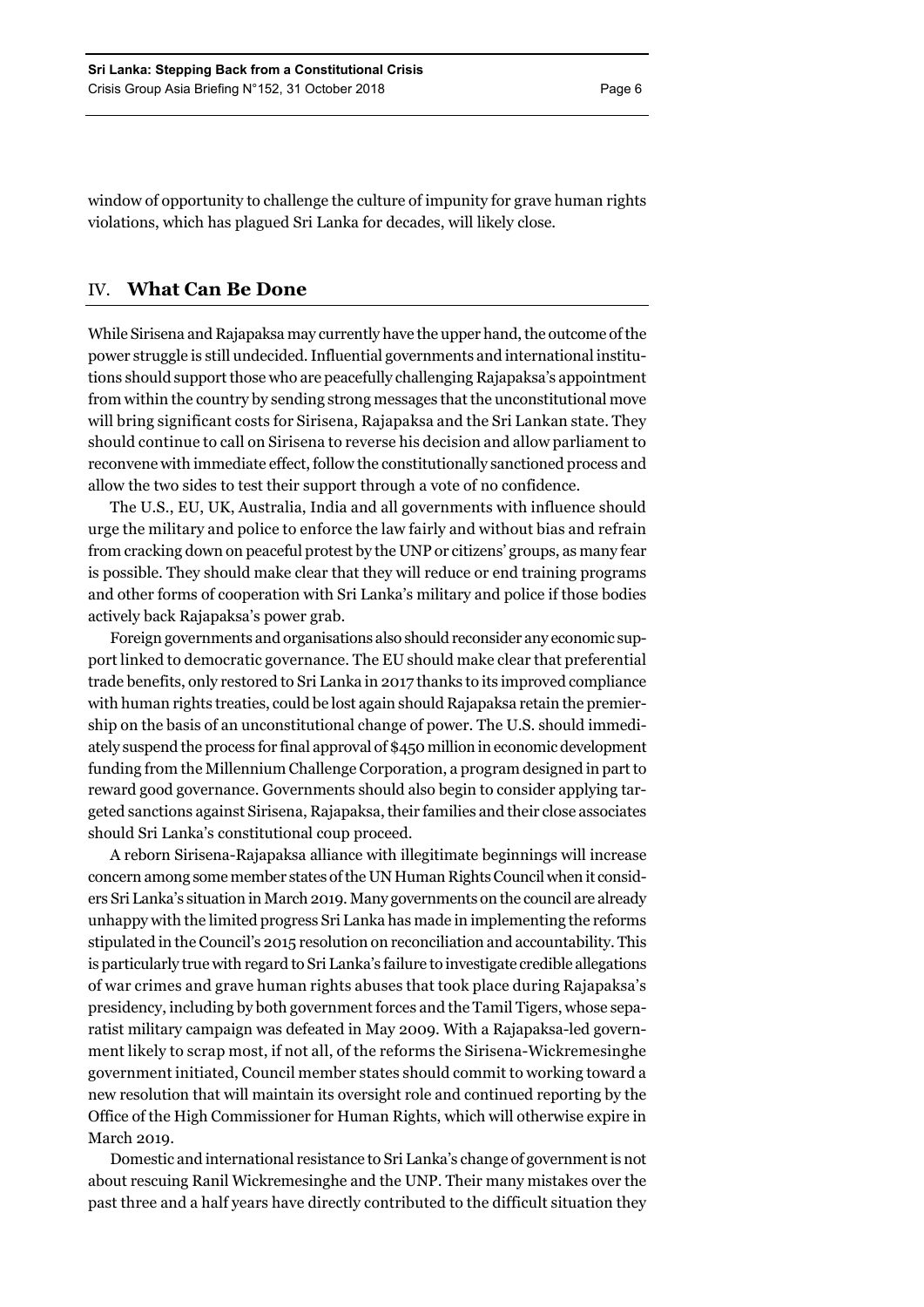window of opportunity to challenge the culture of impunity for grave human rights violations, which has plagued Sri Lanka for decades, will likely close.

## IV. What Can Be Done

While Sirisena and Rajapaksa may currently have the upper hand, the outcome of the power struggle is still undecided. Influential governments and international institutions should support those who are peacefully challenging Rajapaksa's appointment from within the country by sending strong messages that the unconstitutional move will bring significant costs for Sirisena, Rajapaksa and the Sri Lankan state. They should continue to call on Sirisena to reverse his decision and allow parliament to reconvene with immediate effect, follow the constitutionally sanctioned process and allow the two sides to test their support through a vote of no confidence.

The U.S., EU, UK, Australia, India and all governments with influence should urge the military and police to enforce the law fairly and without bias and refrain from cracking down on peaceful protest by the UNP or citizens' groups, as many fear is possible. They should make clear that they will reduce or end training programs and other forms of cooperation with Sri Lanka's military and police if those bodies actively back Rajapaksa's power grab.

Foreign governments and organisations also should reconsider any economic support linked to democratic governance. The EU should make clear that preferential trade benefits, only restored to Sri Lanka in 2017 thanks to its improved compliance with human rights treaties, could be lost again should Rajapaksa retain the premiership on the basis of an unconstitutional change of power. The U.S. should immediately suspend the process for final approval of $450 million in economic development funding from the Millennium Challenge Corporation, a program designed in part to reward good governance. Governments should also begin to consider applying targeted sanctions against Sirisena, Rajapaksa, their families and their close associates should Sri Lanka's constitutional coup proceed.

A reborn Sirisena-Rajapaksa alliance with illegitimate beginnings will increase concern among some member states of the UN Human Rights Council when it considers Sri Lanka's situation in March 2019. Many governments on the council are already unhappy with the limited progress Sri Lanka has made in implementing the reforms stipulated in the Council's 2015 resolution on reconciliation and accountability. This is particularly true with regard to Sri Lanka's failure to investigate credible allegations of war crimes and grave human rights abuses that took place during Rajapaksa's presidency, including by both government forces and the Tamil Tigers, whose separatist military campaign was defeated in May 2009. With a Rajapaksa-led government likely to scrap most, if not all, of the reforms the Sirisena-Wickremesinghe government initiated, Council member states should commit to working toward a new resolution that will maintain its oversight role and continued reporting by the Office of the High Commissioner for Human Rights, which will otherwise expire in March 2019.

Domestic and international resistance to Sri Lanka's change of government is not about rescuing Ranil Wickremesinghe and the UNP. Their many mistakes over the past three and a half years have directly contributed to the difficult situation they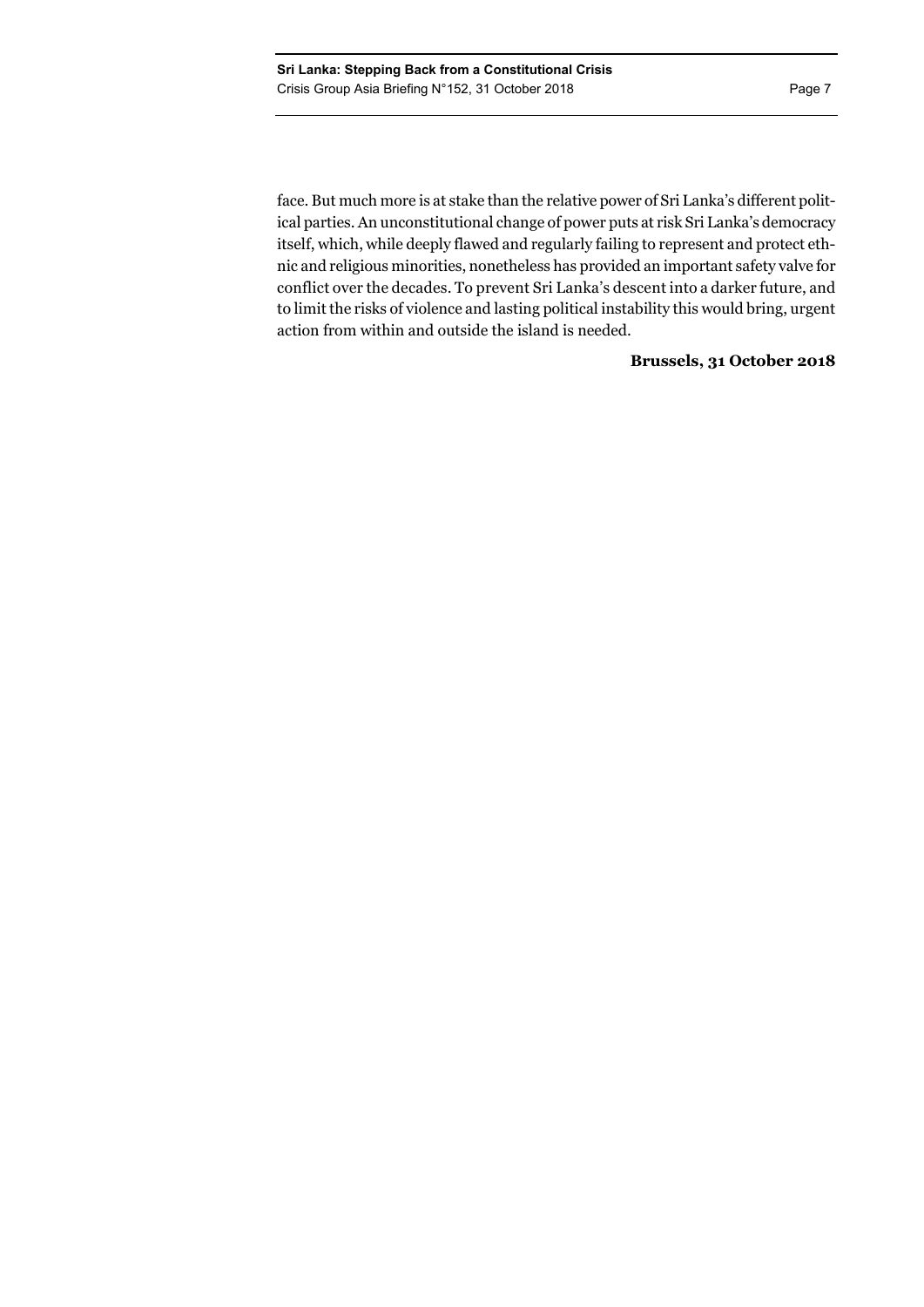face. But much more is at stake than the relative power of Sri Lanka's different political parties. An unconstitutional change of power puts at risk Sri Lanka's democracy itself, which, while deeply flawed and regularly failing to represent and protect ethnic and religious minorities, nonetheless has provided an important safety valve for conflict over the decades. To prevent Sri Lanka's descent into a darker future, and to limit the risks of violence and lasting political instability this would bring, urgent action from within and outside the island is needed.

**Brussels, 31 October 2018**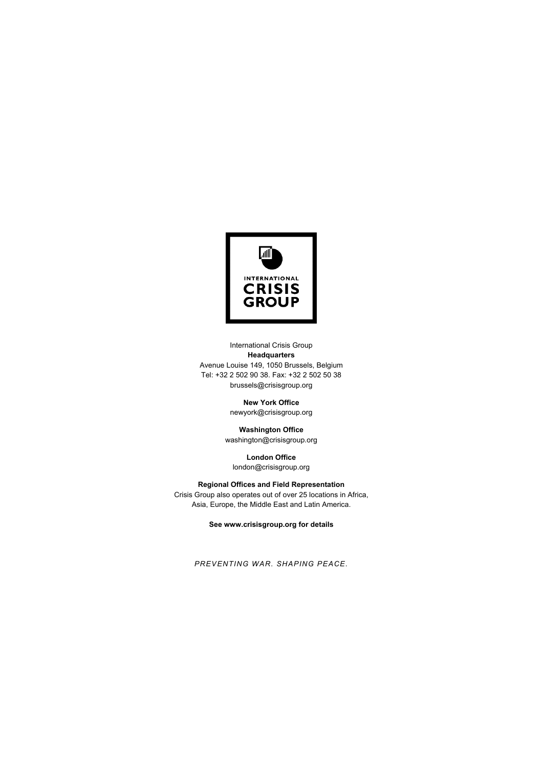International Crisis Group

**Headquarters**

Avenue Louise 149, 1050 Brussels, Belgium

Tel: +32 2 502 90 38. Fax: +32 2 502 50 38

brussels@crisisgroup.org

**New York Office**

newyork@crisisgroup.org

**Washington Office**

washington@crisisgroup.org

**London Office**

london@crisisgroup.org

**Regional Offices and Field Representation**

Crisis Group also operates out of over 25 locations in Africa, Asia, Europe, the Middle East and Latin America.

**See www.crisisgroup.org for details**

*PREVENTING WAR. SHAPING PEACE.*